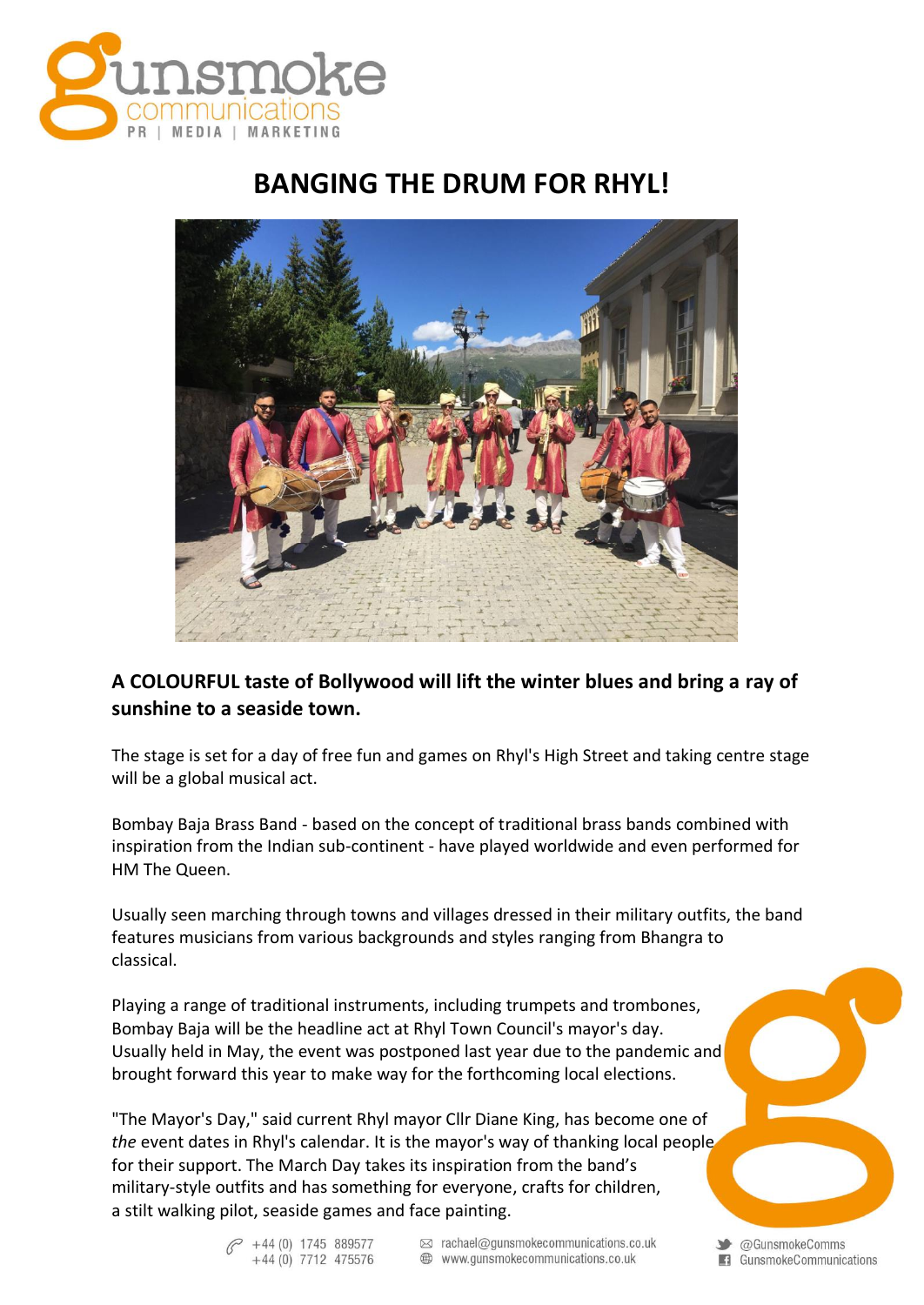# BANGING THE DRUM FOR RHYL!

**A COLOURFUL taste of Bollywood will lift the winter blues and bring a ray of sunshine to a seaside town.**

The stage is set for a day of free fun and games on Rhyl's High Street and taking centre stage will be a global musical act.

Bombay Baja Brass Band - based on the concept of traditional brass bands combined with inspiration from the Indian sub-continent - have played worldwide and even performed for HM The Queen.

Usually seen marching through towns and villages dressed in their military outfits, the band features musicians from various backgrounds and styles ranging from Bhangra to classical.

Playing a range of traditional instruments, including trumpets and trombones, Bombay Baja will be the headline act at Rhyl Town Council's mayor's day. Usually held in May, the event was postponed last year due to the pandemic and brought forward this year to make way for the forthcoming local elections.

"The Mayor's Day," said current Rhyl mayor Cllr Diane King, has become one of *the* event dates in Rhyl's calendar. It is the mayor's way of thanking local people for their support. The March Day takes its inspiration from the band's military-style outfits and has something for everyone, crafts for children, a stilt walking pilot, seaside games and face painting.

+44 (0) 1745 889577
+44 (0) 7712 475576
rachael@gunsmokecommunications.co.uk
www.gunsmokecommunications.co.uk
@GunsmokeComms
GunsmokeCommunications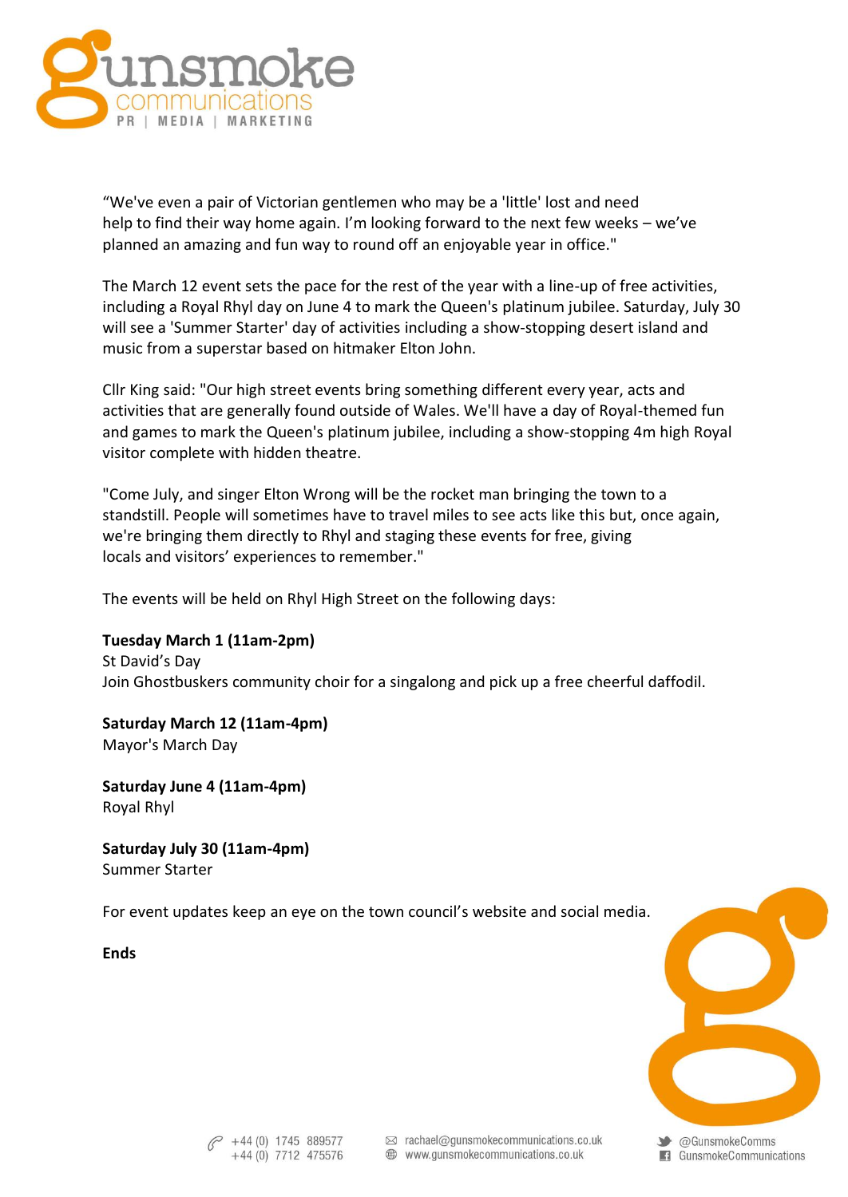"We've even a pair of Victorian gentlemen who may be a 'little' lost and need help to find their way home again. I'm looking forward to the next few weeks – we've planned an amazing and fun way to round off an enjoyable year in office."

The March 12 event sets the pace for the rest of the year with a line-up of free activities, including a Royal Rhyl day on June 4 to mark the Queen's platinum jubilee. Saturday, July 30 will see a 'Summer Starter' day of activities including a show-stopping desert island and music from a superstar based on hitmaker Elton John.

Cllr King said: "Our high street events bring something different every year, acts and activities that are generally found outside of Wales. We'll have a day of Royal-themed fun and games to mark the Queen's platinum jubilee, including a show-stopping 4m high Royal visitor complete with hidden theatre.

"Come July, and singer Elton Wrong will be the rocket man bringing the town to a standstill. People will sometimes have to travel miles to see acts like this but, once again, we're bringing them directly to Rhyl and staging these events for free, giving locals and visitors' experiences to remember."

The events will be held on Rhyl High Street on the following days:

**Tuesday March 1 (11am-2pm)**
St David's Day
Join Ghostbuskers community choir for a singalong and pick up a free cheerful daffodil.

**Saturday March 12 (11am-4pm)**
Mayor's March Day

**Saturday June 4 (11am-4pm)**
Royal Rhyl

**Saturday July 30 (11am-4pm)**
Summer Starter

For event updates keep an eye on the town council's website and social media.

**Ends**